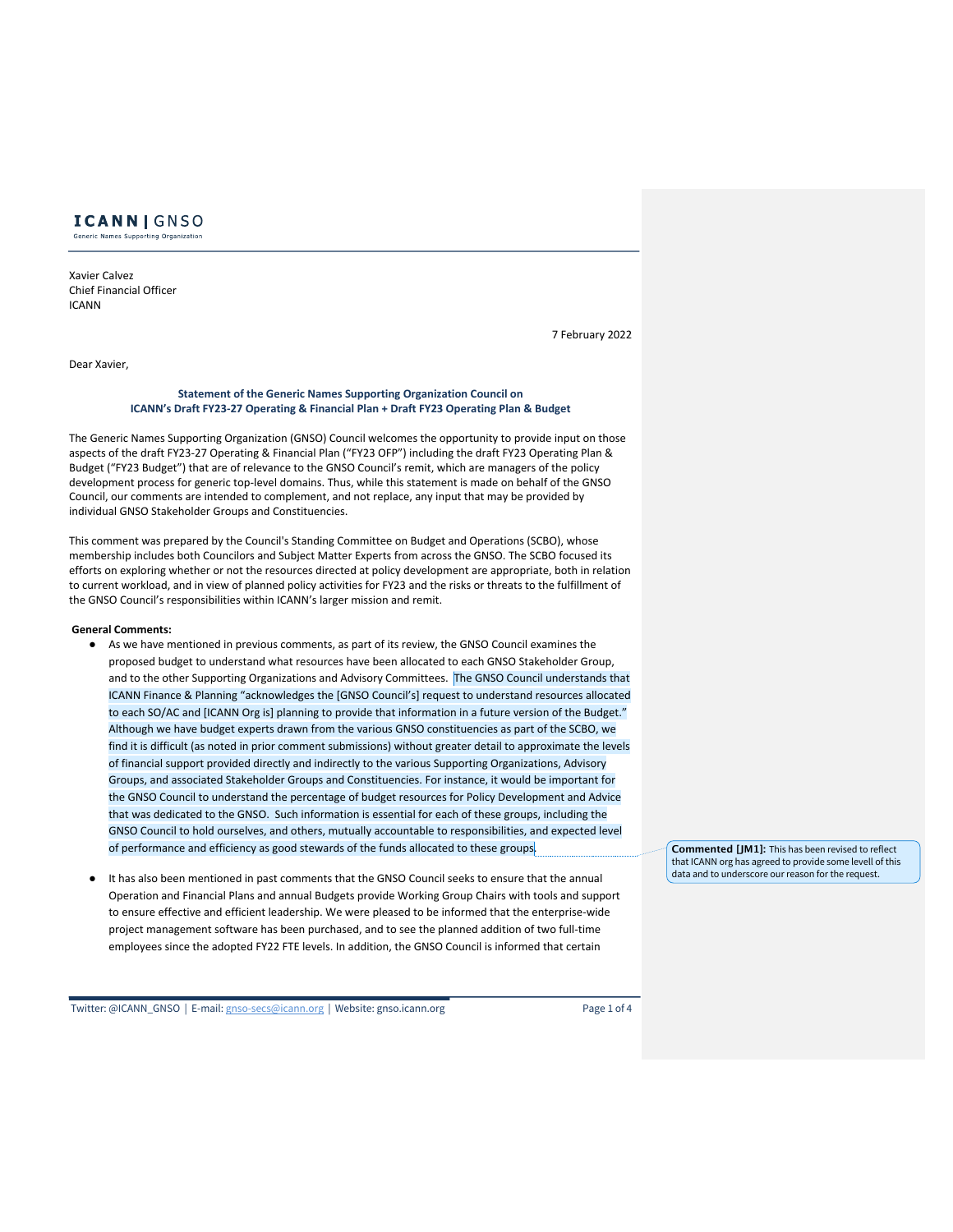ICANN | GNSO
Generic Names Supporting Organization

Xavier Calvez
Chief Financial Officer
ICANN

7 February 2022

Dear Xavier,

**Statement of the Generic Names Supporting Organization Council on ICANN's Draft FY23-27 Operating & Financial Plan + Draft FY23 Operating Plan & Budget**

The Generic Names Supporting Organization (GNSO) Council welcomes the opportunity to provide input on those aspects of the draft FY23-27 Operating & Financial Plan ("FY23 OFP") including the draft FY23 Operating Plan & Budget ("FY23 Budget") that are of relevance to the GNSO Council's remit, which are managers of the policy development process for generic top-level domains. Thus, while this statement is made on behalf of the GNSO Council, our comments are intended to complement, and not replace, any input that may be provided by individual GNSO Stakeholder Groups and Constituencies.

This comment was prepared by the Council's Standing Committee on Budget and Operations (SCBO), whose membership includes both Councilors and Subject Matter Experts from across the GNSO. The SCBO focused its efforts on exploring whether or not the resources directed at policy development are appropriate, both in relation to current workload, and in view of planned policy activities for FY23 and the risks or threats to the fulfillment of the GNSO Council's responsibilities within ICANN's larger mission and remit.

**General Comments:**

- As we have mentioned in previous comments, as part of its review, the GNSO Council examines the proposed budget to understand what resources have been allocated to each GNSO Stakeholder Group, and to the other Supporting Organizations and Advisory Committees. The GNSO Council understands that ICANN Finance & Planning "acknowledges the [GNSO Council's] request to understand resources allocated to each SO/AC and [ICANN Org is] planning to provide that information in a future version of the Budget." Although we have budget experts drawn from the various GNSO constituencies as part of the SCBO, we find it is difficult (as noted in prior comment submissions) without greater detail to approximate the levels of financial support provided directly and indirectly to the various Supporting Organizations, Advisory Groups, and associated Stakeholder Groups and Constituencies. For instance, it would be important for the GNSO Council to understand the percentage of budget resources for Policy Development and Advice that was dedicated to the GNSO. Such information is essential for each of these groups, including the GNSO Council to hold ourselves, and others, mutually accountable to responsibilities, and expected level of performance and efficiency as good stewards of the funds allocated to these groups.

  > **Commented [JM1]:** This has been revised to reflect that ICANN org has agreed to provide some level of this data and to underscore our reason for the request.

- It has also been mentioned in past comments that the GNSO Council seeks to ensure that the annual Operation and Financial Plans and annual Budgets provide Working Group Chairs with tools and support to ensure effective and efficient leadership. We were pleased to be informed that the enterprise-wide project management software has been purchased, and to see the planned addition of two full-time employees since the adopted FY22 FTE levels. In addition, the GNSO Council is informed that certain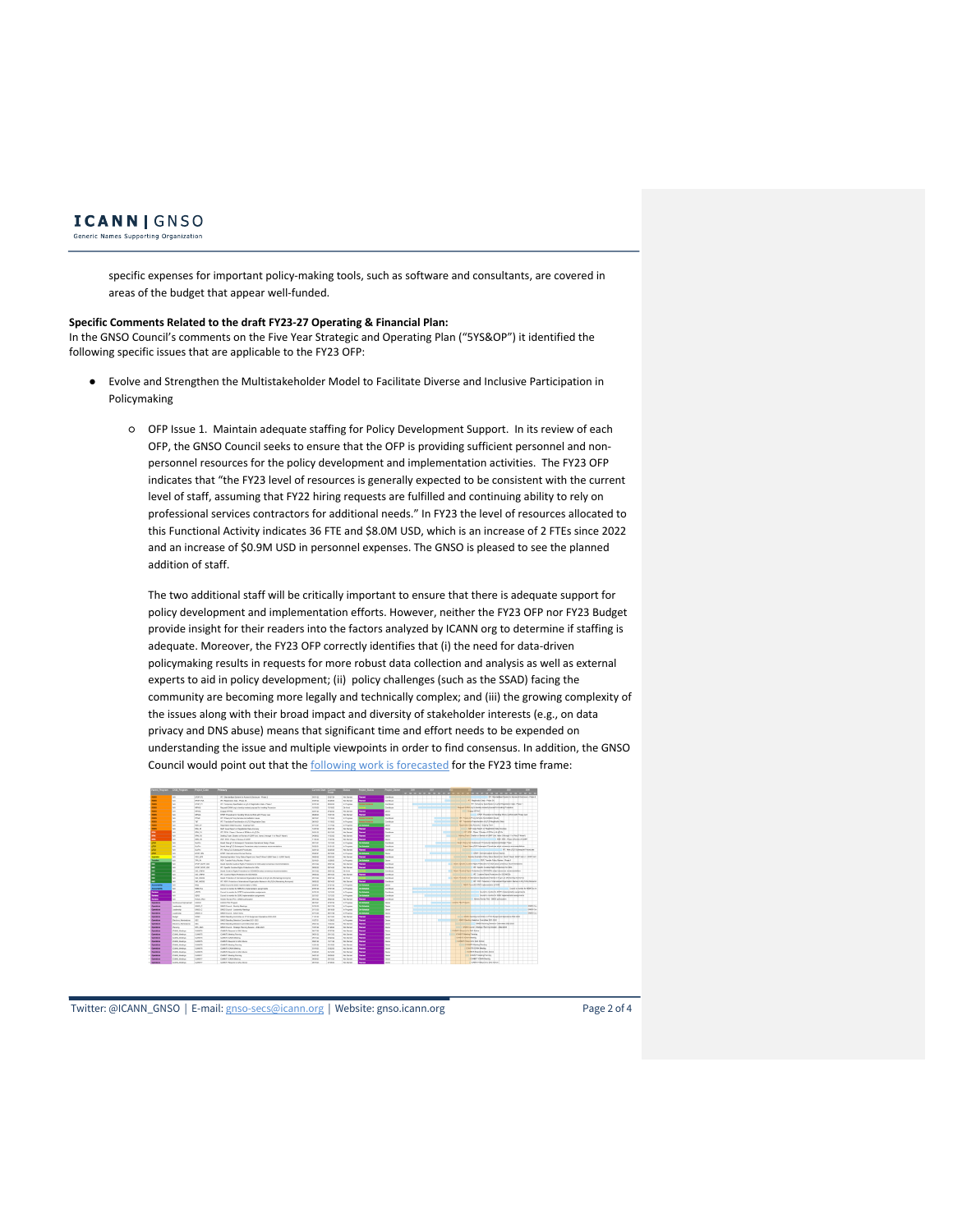specific expenses for important policy-making tools, such as software and consultants, are covered in areas of the budget that appear well-funded.

**Specific Comments Related to the draft FY23-27 Operating & Financial Plan:**
In the GNSO Council's comments on the Five Year Strategic and Operating Plan ("5YS&OP") it identified the following specific issues that are applicable to the FY23 OFP:

- Evolve and Strengthen the Multistakeholder Model to Facilitate Diverse and Inclusive Participation in Policymaking

  - OFP Issue 1. Maintain adequate staffing for Policy Development Support. In its review of each OFP, the GNSO Council seeks to ensure that the OFP is providing sufficient personnel and non-personnel resources for the policy development and implementation activities. The FY23 OFP indicates that "the FY23 level of resources is generally expected to be consistent with the current level of staff, assuming that FY22 hiring requests are fulfilled and continuing ability to rely on professional services contractors for additional needs." In FY23 the level of resources allocated to this Functional Activity indicates 36 FTE and $8.0M USD, which is an increase of 2 FTEs since 2022 and an increase of $0.9M USD in personnel expenses. The GNSO is pleased to see the planned addition of staff.

    The two additional staff will be critically important to ensure that there is adequate support for policy development and implementation efforts. However, neither the FY23 OFP nor FY23 Budget provide insight for their readers into the factors analyzed by ICANN org to determine if staffing is adequate. Moreover, the FY23 OFP correctly identifies that (i) the need for data-driven policymaking results in requests for more robust data collection and analysis as well as external experts to aid in policy development; (ii) policy challenges (such as the SSAD) facing the community are becoming more legally and technically complex; and (iii) the growing complexity of the issues along with their broad impact and diversity of stakeholder interests (e.g., on data privacy and DNS abuse) means that significant time and effort needs to be expended on understanding the issue and multiple viewpoints in order to find consensus. In addition, the GNSO Council would point out that the [following work is forecasted]() for the FY23 time frame: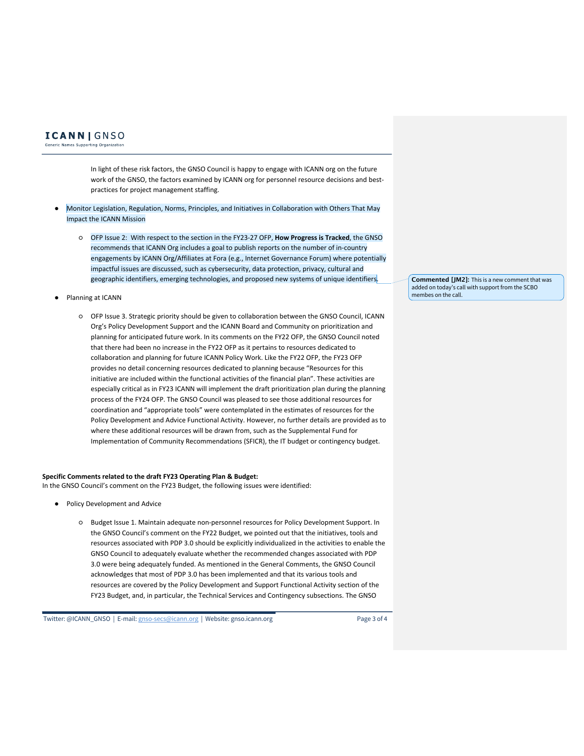In light of these risk factors, the GNSO Council is happy to engage with ICANN org on the future work of the GNSO, the factors examined by ICANN org for personnel resource decisions and best-practices for project management staffing.

- Monitor Legislation, Regulation, Norms, Principles, and Initiatives in Collaboration with Others That May Impact the ICANN Mission
  - OFP Issue 2: With respect to the section in the FY23-27 OFP, **How Progress is Tracked**, the GNSO recommends that ICANN Org includes a goal to publish reports on the number of in-country engagements by ICANN Org/Affiliates at Fora (e.g., Internet Governance Forum) where potentially impactful issues are discussed, such as cybersecurity, data protection, privacy, cultural and geographic identifiers, emerging technologies, and proposed new systems of unique identifiers.

> **Commented [JM2]:** This is a new comment that was added on today's call with support from the SCBO membes on the call.

- Planning at ICANN
  - OFP Issue 3. Strategic priority should be given to collaboration between the GNSO Council, ICANN Org's Policy Development Support and the ICANN Board and Community on prioritization and planning for anticipated future work. In its comments on the FY22 OFP, the GNSO Council noted that there had been no increase in the FY22 OFP as it pertains to resources dedicated to collaboration and planning for future ICANN Policy Work. Like the FY22 OFP, the FY23 OFP provides no detail concerning resources dedicated to planning because "Resources for this initiative are included within the functional activities of the financial plan". These activities are especially critical as in FY23 ICANN will implement the draft prioritization plan during the planning process of the FY24 OFP. The GNSO Council was pleased to see those additional resources for coordination and "appropriate tools" were contemplated in the estimates of resources for the Policy Development and Advice Functional Activity. However, no further details are provided as to where these additional resources will be drawn from, such as the Supplemental Fund for Implementation of Community Recommendations (SFICR), the IT budget or contingency budget.

**Specific Comments related to the draft FY23 Operating Plan & Budget:**
In the GNSO Council's comment on the FY23 Budget, the following issues were identified:

- Policy Development and Advice
  - Budget Issue 1. Maintain adequate non-personnel resources for Policy Development Support. In the GNSO Council's comment on the FY22 Budget, we pointed out that the initiatives, tools and resources associated with PDP 3.0 should be explicitly individualized in the activities to enable the GNSO Council to adequately evaluate whether the recommended changes associated with PDP 3.0 were being adequately funded. As mentioned in the General Comments, the GNSO Council acknowledges that most of PDP 3.0 has been implemented and that its various tools and resources are covered by the Policy Development and Support Functional Activity section of the FY23 Budget, and, in particular, the Technical Services and Contingency subsections. The GNSO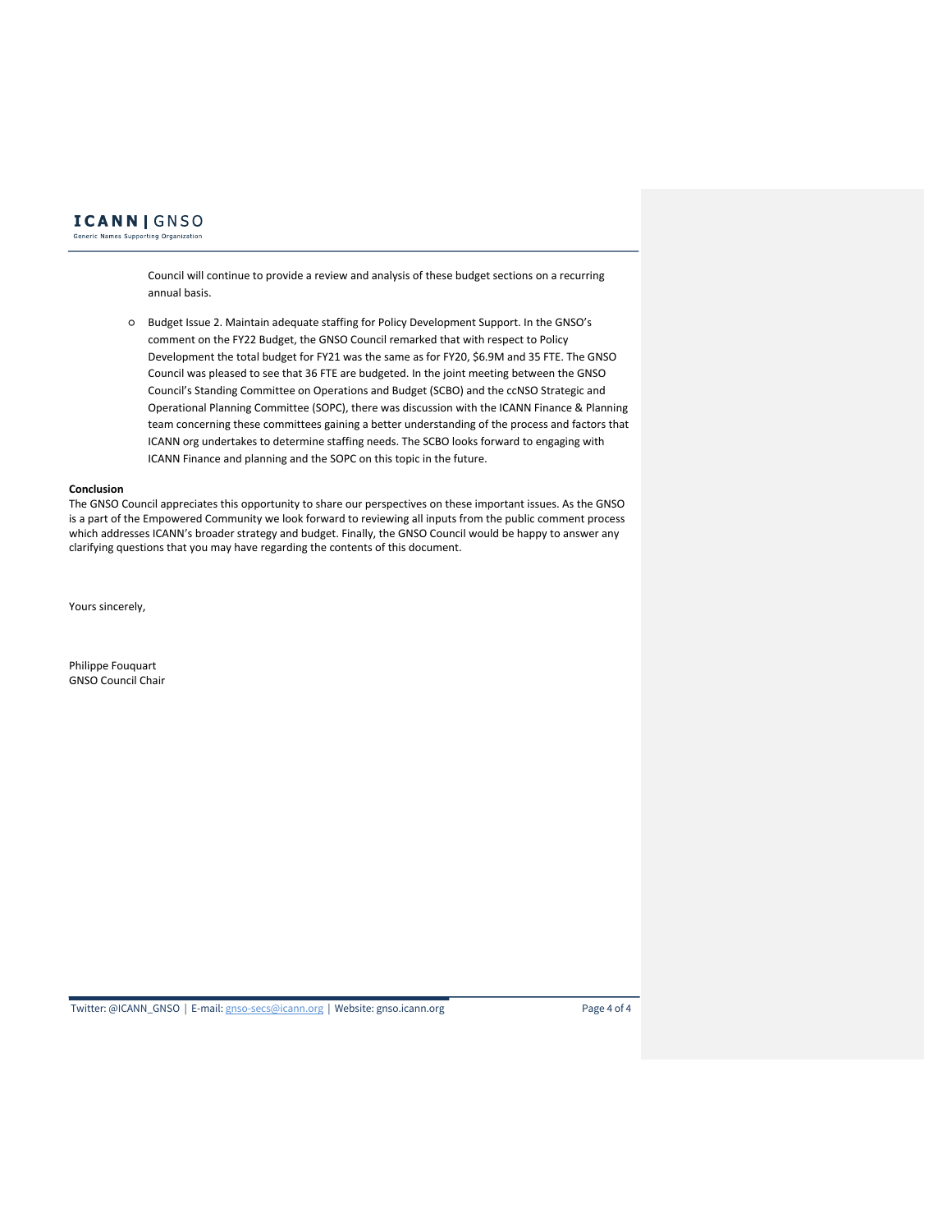Council will continue to provide a review and analysis of these budget sections on a recurring annual basis.

- Budget Issue 2. Maintain adequate staffing for Policy Development Support. In the GNSO's comment on the FY22 Budget, the GNSO Council remarked that with respect to Policy Development the total budget for FY21 was the same as for FY20, $6.9M and 35 FTE. The GNSO Council was pleased to see that 36 FTE are budgeted. In the joint meeting between the GNSO Council's Standing Committee on Operations and Budget (SCBO) and the ccNSO Strategic and Operational Planning Committee (SOPC), there was discussion with the ICANN Finance & Planning team concerning these committees gaining a better understanding of the process and factors that ICANN org undertakes to determine staffing needs. The SCBO looks forward to engaging with ICANN Finance and planning and the SOPC on this topic in the future.

**Conclusion**

The GNSO Council appreciates this opportunity to share our perspectives on these important issues. As the GNSO is a part of the Empowered Community we look forward to reviewing all inputs from the public comment process which addresses ICANN's broader strategy and budget. Finally, the GNSO Council would be happy to answer any clarifying questions that you may have regarding the contents of this document.

Yours sincerely,

Philippe Fouquart
GNSO Council Chair